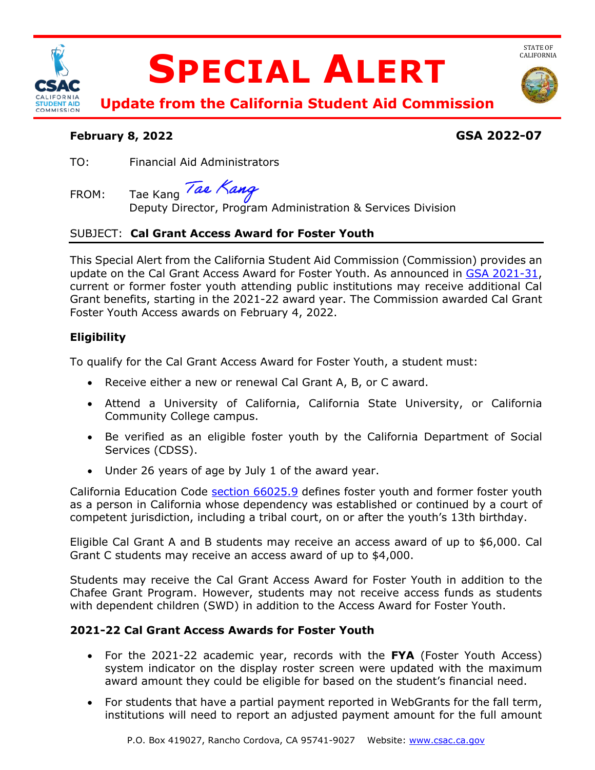# SPECIAL ALERT

**Update from the California Student Aid Commission**

STATE OF CALIFORNIA

**February 8, 2022** **GSA 2022-07**

TO: Financial Aid Administrators

FROM: Tae Kang
Deputy Director, Program Administration & Services Division

SUBJECT: **Cal Grant Access Award for Foster Youth**

This Special Alert from the California Student Aid Commission (Commission) provides an update on the Cal Grant Access Award for Foster Youth. As announced in GSA 2021-31, current or former foster youth attending public institutions may receive additional Cal Grant benefits, starting in the 2021-22 award year. The Commission awarded Cal Grant Foster Youth Access awards on February 4, 2022.

### Eligibility

To qualify for the Cal Grant Access Award for Foster Youth, a student must:

- Receive either a new or renewal Cal Grant A, B, or C award.
- Attend a University of California, California State University, or California Community College campus.
- Be verified as an eligible foster youth by the California Department of Social Services (CDSS).
- Under 26 years of age by July 1 of the award year.

California Education Code section 66025.9 defines foster youth and former foster youth as a person in California whose dependency was established or continued by a court of competent jurisdiction, including a tribal court, on or after the youth's 13th birthday.

Eligible Cal Grant A and B students may receive an access award of up to $6,000. Cal Grant C students may receive an access award of up to $4,000.

Students may receive the Cal Grant Access Award for Foster Youth in addition to the Chafee Grant Program. However, students may not receive access funds as students with dependent children (SWD) in addition to the Access Award for Foster Youth.

### 2021-22 Cal Grant Access Awards for Foster Youth

- For the 2021-22 academic year, records with the **FYA** (Foster Youth Access) system indicator on the display roster screen were updated with the maximum award amount they could be eligible for based on the student's financial need.
- For students that have a partial payment reported in WebGrants for the fall term, institutions will need to report an adjusted payment amount for the full amount

P.O. Box 419027, Rancho Cordova, CA 95741-9027 Website: www.csac.ca.gov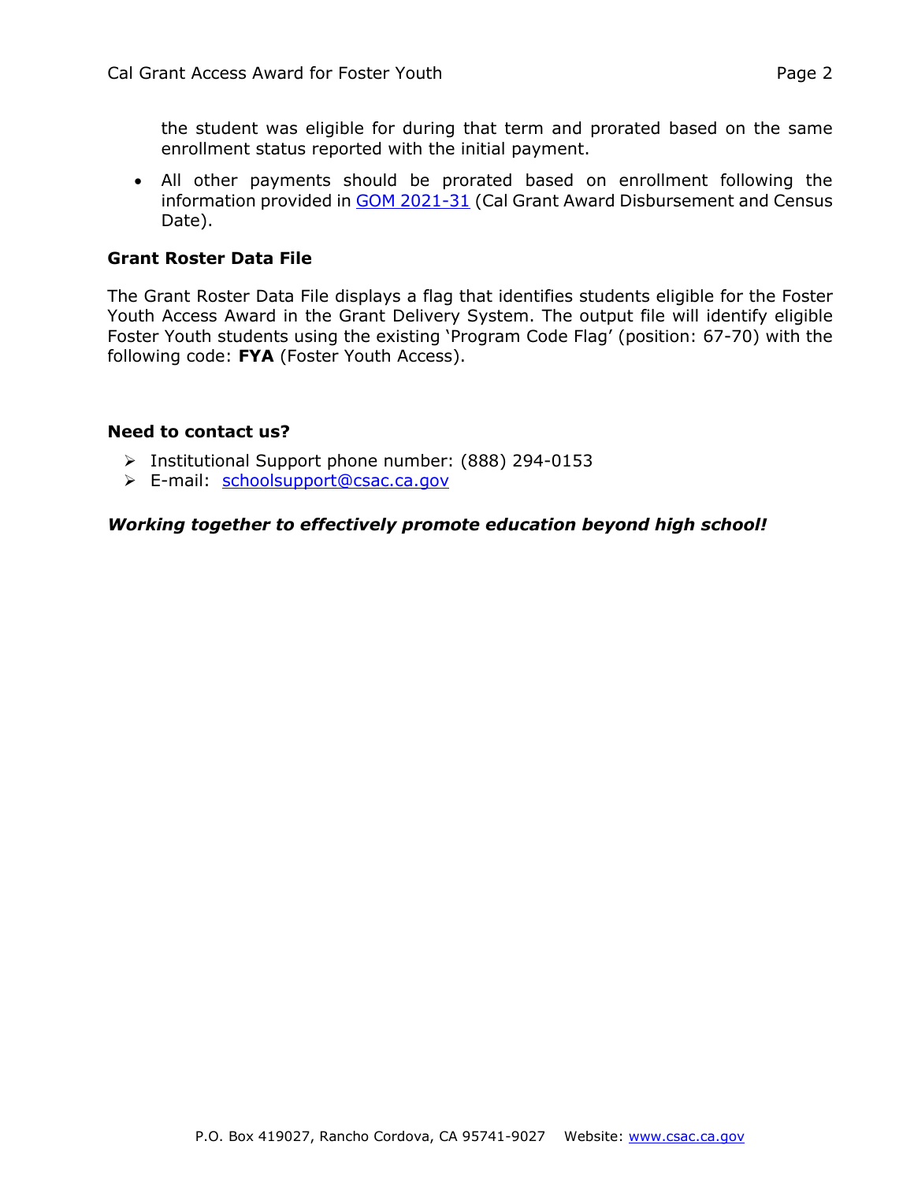the student was eligible for during that term and prorated based on the same enrollment status reported with the initial payment.

- All other payments should be prorated based on enrollment following the information provided in [GOM 2021-31](#) (Cal Grant Award Disbursement and Census Date).

**Grant Roster Data File**

The Grant Roster Data File displays a flag that identifies students eligible for the Foster Youth Access Award in the Grant Delivery System. The output file will identify eligible Foster Youth students using the existing 'Program Code Flag' (position: 67-70) with the following code: **FYA** (Foster Youth Access).

**Need to contact us?**

- Institutional Support phone number: (888) 294-0153
- E-mail: schoolsupport@csac.ca.gov

***Working together to effectively promote education beyond high school!***

P.O. Box 419027, Rancho Cordova, CA 95741-9027     Website: www.csac.ca.gov